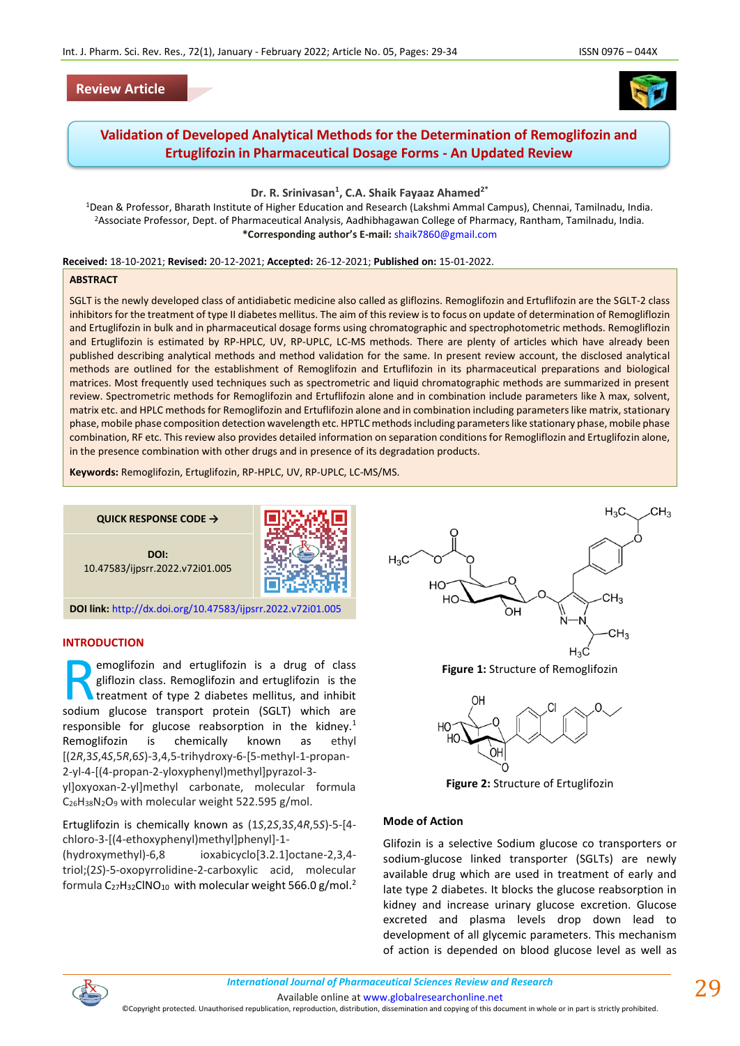Review Article

# Validation of Developed Analytical Methods for the Determination of Remoglifozin and Ertuglifozin in Pharmaceutical Dosage Forms - An Updated Review

**Dr. R. Srinivasan[1], C.A. Shaik Fayaaz Ahamed[2*]**

[1]Dean & Professor, Bharath Institute of Higher Education and Research (Lakshmi Ammal Campus), Chennai, Tamilnadu, India.
[2]Associate Professor, Dept. of Pharmaceutical Analysis, Aadhibhagawan College of Pharmacy, Rantham, Tamilnadu, India.
**\*Corresponding author's E-mail:** shaik7860@gmail.com

**Received:** 18-10-2021; **Revised:** 20-12-2021; **Accepted:** 26-12-2021; **Published on:** 15-01-2022.

## ABSTRACT

SGLT is the newly developed class of antidiabetic medicine also called as gliflozins. Remoglifozin and Ertuflifozin are the SGLT-2 class inhibitors for the treatment of type II diabetes mellitus. The aim of this review is to focus on update of determination of Remogliflozin and Ertugliflozin in bulk and in pharmaceutical dosage forms using chromatographic and spectrophotometric methods. Remogliflozin and Ertugliflozin is estimated by RP-HPLC, UV, RP-UPLC, LC-MS methods. There are plenty of articles which have already been published describing analytical methods and method validation for the same. In present review account, the disclosed analytical methods are outlined for the establishment of Remogliflozin and Ertuflifozin in its pharmaceutical preparations and biological matrices. Most frequently used techniques such as spectrometric and liquid chromatographic methods are summarized in present review. Spectrometric methods for Remogliflozin and Ertuflifozin alone and in combination include parameters like λ max, solvent, matrix etc. and HPLC methods for Remogliflozin and Ertuflifozin alone and in combination including parameters like matrix, stationary phase, mobile phase composition detection wavelength etc. HPTLC methods including parameters like stationary phase, mobile phase combination, RF etc. This review also provides detailed information on separation conditions for Remogliflozin and Ertugliflozin alone, in the presence combination with other drugs and in presence of its degradation products.

**Keywords:** Remoglifozin, Ertuglifozin, RP-HPLC, UV, RP-UPLC, LC-MS/MS.

**QUICK RESPONSE CODE →**

**DOI:** 10.47583/ijpsrr.2022.v72i01.005

**DOI link:** http://dx.doi.org/10.47583/ijpsrr.2022.v72i01.005

## INTRODUCTION

Remoglifozin and ertuglifozin is a drug of class gliflozin class. Remoglifozin and ertuglifozin is the treatment of type 2 diabetes mellitus, and inhibit sodium glucose transport protein (SGLT) which are responsible for glucose reabsorption in the kidney.[1] Remoglifozin is chemically known as ethyl [(2*R*,3*S*,4*S*,5*R*,6*S*)-3,4,5-trihydroxy-6-[5-methyl-1-propan-2-yl-4-[(4-propan-2-yloxyphenyl)methyl]pyrazol-3-yl]oxyoxan-2-yl]methyl carbonate, molecular formula $C_{26}H_{38}N_2O_9$ with molecular weight 522.595 g/mol.

Ertuglifozin is chemically known as (1*S*,2*S*,3*S*,4*R*,5*S*)-5-[4-chloro-3-[(4-ethoxyphenyl)methyl]phenyl]-1-(hydroxymethyl)-6,8 ioxabicyclo[3.2.1]octane-2,3,4-triol;(2*S*)-5-oxopyrrolidine-2-carboxylic acid, molecular formula $C_{27}H_{32}ClNO_{10}$ with molecular weight 566.0 g/mol.[2]

**Figure 1:** Structure of Remoglifozin

**Figure 2:** Structure of Ertuglifozin

### Mode of Action

Glifozin is a selective Sodium glucose co transporters or sodium-glucose linked transporter (SGLTs) are newly available drug which are used in treatment of early and late type 2 diabetes. It blocks the glucose reabsorption in kidney and increase urinary glucose excretion. Glucose excreted and plasma levels drop down lead to development of all glycemic parameters. This mechanism of action is depended on blood glucose level as well as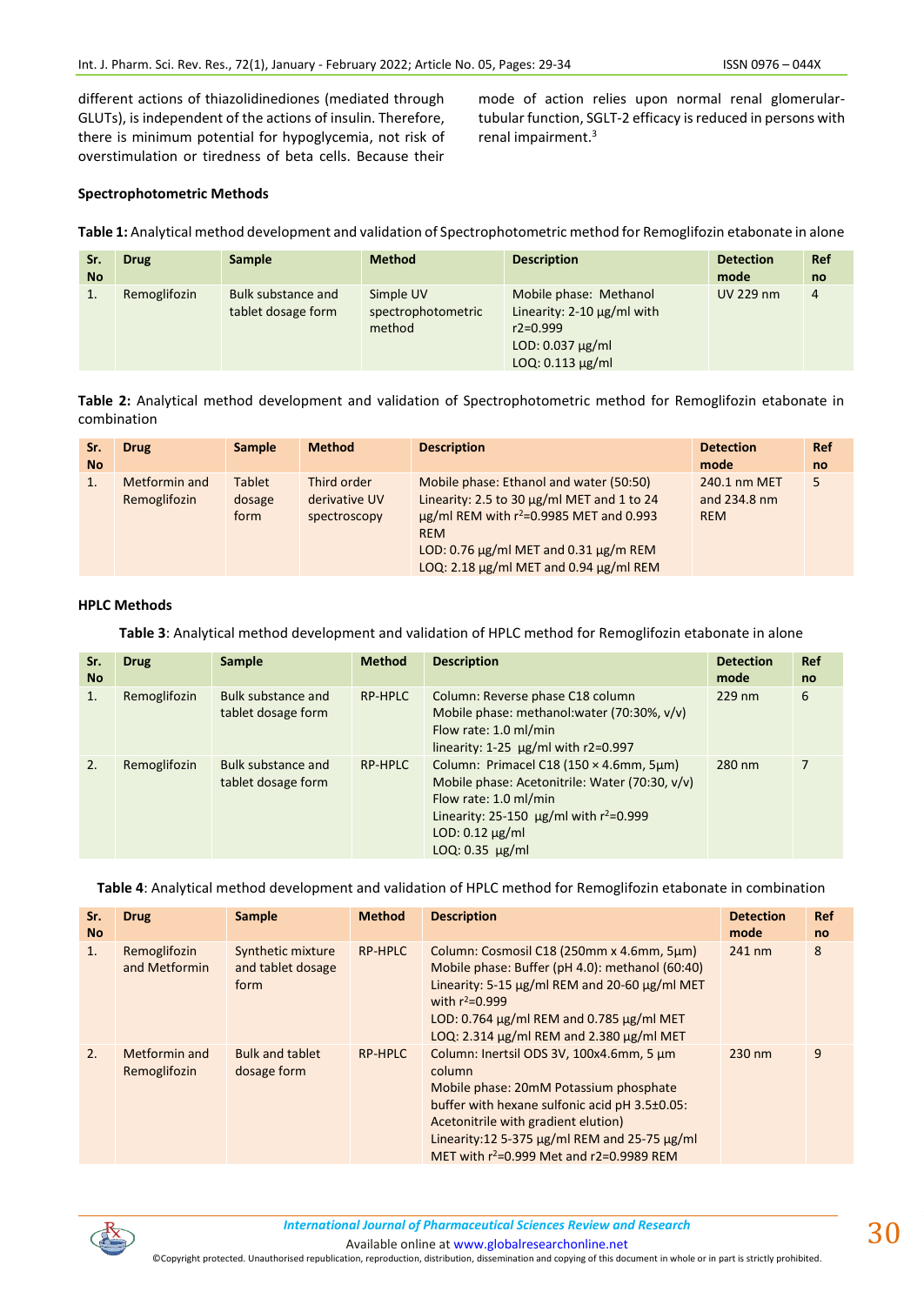different actions of thiazolidinediones (mediated through GLUTs), is independent of the actions of insulin. Therefore, there is minimum potential for hypoglycemia, not risk of overstimulation or tiredness of beta cells. Because their mode of action relies upon normal renal glomerular-tubular function, SGLT-2 efficacy is reduced in persons with renal impairment.[3]

### Spectrophotometric Methods

**Table 1:** Analytical method development and validation of Spectrophotometric method for Remoglifozin etabonate in alone

| Sr. No | Drug | Sample | Method | Description | Detection mode | Ref no |
|---|---|---|---|---|---|---|
| 1. | Remoglifozin | Bulk substance and tablet dosage form | Simple UV spectrophotometric method | Mobile phase: Methanol<br>Linearity: 2-10 µg/ml with r2=0.999<br>LOD: 0.037 µg/ml<br>LOQ: 0.113 µg/ml | UV 229 nm | 4 |

**Table 2:** Analytical method development and validation of Spectrophotometric method for Remoglifozin etabonate in combination

| Sr. No | Drug | Sample | Method | Description | Detection mode | Ref no |
|---|---|---|---|---|---|---|
| 1. | Metformin and Remoglifozin | Tablet dosage form | Third order derivative UV spectroscopy | Mobile phase: Ethanol and water (50:50)<br>Linearity: 2.5 to 30 µg/ml MET and 1 to 24 µg/ml REM with $r^2$=0.9985 MET and 0.993 REM<br>LOD: 0.76 µg/ml MET and 0.31 µg/m REM<br>LOQ: 2.18 µg/ml MET and 0.94 µg/ml REM | 240.1 nm MET and 234.8 nm REM | 5 |

### HPLC Methods

**Table 3**: Analytical method development and validation of HPLC method for Remoglifozin etabonate in alone

| Sr. No | Drug | Sample | Method | Description | Detection mode | Ref no |
|---|---|---|---|---|---|---|
| 1. | Remoglifozin | Bulk substance and tablet dosage form | RP-HPLC | Column: Reverse phase C18 column<br>Mobile phase: methanol:water (70:30%, v/v)<br>Flow rate: 1.0 ml/min<br>linearity: 1-25 µg/ml with r2=0.997 | 229 nm | 6 |
| 2. | Remoglifozin | Bulk substance and tablet dosage form | RP-HPLC | Column: Primacel C18 (150 × 4.6mm, 5µm)<br>Mobile phase: Acetonitrile: Water (70:30, v/v)<br>Flow rate: 1.0 ml/min<br>Linearity: 25-150 µg/ml with $r^2$=0.999<br>LOD: 0.12 µg/ml<br>LOQ: 0.35 µg/ml | 280 nm | 7 |

**Table 4**: Analytical method development and validation of HPLC method for Remoglifozin etabonate in combination

| Sr. No | Drug | Sample | Method | Description | Detection mode | Ref no |
|---|---|---|---|---|---|---|
| 1. | Remoglifozin and Metformin | Synthetic mixture and tablet dosage form | RP-HPLC | Column: Cosmosil C18 (250mm x 4.6mm, 5µm)<br>Mobile phase: Buffer (pH 4.0): methanol (60:40)<br>Linearity: 5-15 µg/ml REM and 20-60 µg/ml MET with $r^2$=0.999<br>LOD: 0.764 µg/ml REM and 0.785 µg/ml MET<br>LOQ: 2.314 µg/ml REM and 2.380 µg/ml MET | 241 nm | 8 |
| 2. | Metformin and Remoglifozin | Bulk and tablet dosage form | RP-HPLC | Column: Inertsil ODS 3V, 100x4.6mm, 5 µm column<br>Mobile phase: 20mM Potassium phosphate buffer with hexane sulfonic acid pH 3.5±0.05: Acetonitrile with gradient elution)<br>Linearity:12 5-375 µg/ml REM and 25-75 µg/ml MET with $r^2$=0.999 Met and r2=0.9989 REM | 230 nm | 9 |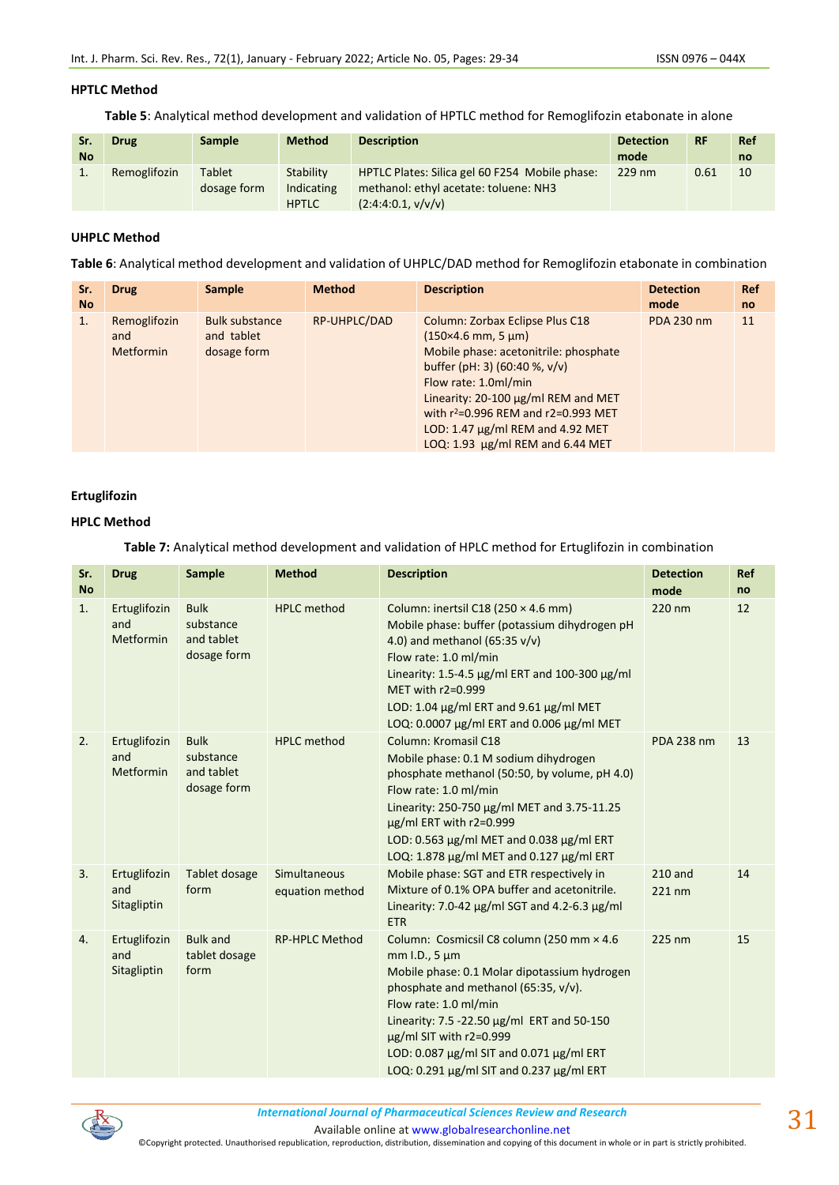### HPTLC Method

**Table 5**: Analytical method development and validation of HPTLC method for Remoglifozin etabonate in alone

| Sr. No | Drug | Sample | Method | Description | Detection mode | RF | Ref no |
|---|---|---|---|---|---|---|---|
| 1. | Remoglifozin | Tablet dosage form | Stability Indicating HPTLC | HPTLC Plates: Silica gel 60 F254 Mobile phase: methanol: ethyl acetate: toluene: $NH_3$ (2:4:4:0.1, v/v/v) | 229 nm | 0.61 | 10 |

### UHPLC Method

**Table 6**: Analytical method development and validation of UHPLC/DAD method for Remoglifozin etabonate in combination

| Sr. No | Drug | Sample | Method | Description | Detection mode | Ref no |
|---|---|---|---|---|---|---|
| 1. | Remoglifozin and Metformin | Bulk substance and tablet dosage form | RP-UHPLC/DAD | Column: Zorbax Eclipse Plus C18 (150×4.6 mm, 5 μm)<br>Mobile phase: acetonitrile: phosphate buffer (pH: 3) (60:40 %, v/v)<br>Flow rate: 1.0ml/min<br>Linearity: 20-100 μg/ml REM and MET with $r^2$=0.996 REM and r2=0.993 MET<br>LOD: 1.47 μg/ml REM and 4.92 MET<br>LOQ: 1.93 μg/ml REM and 6.44 MET | PDA 230 nm | 11 |

### Ertuglifozin

### HPLC Method

**Table 7:** Analytical method development and validation of HPLC method for Ertuglifozin in combination

| Sr. No | Drug | Sample | Method | Description | Detection mode | Ref no |
|---|---|---|---|---|---|---|
| 1. | Ertuglifozin and Metformin | Bulk substance and tablet dosage form | HPLC method | Column: inertsil C18 (250 × 4.6 mm)<br>Mobile phase: buffer (potassium dihydrogen pH 4.0) and methanol (65:35 v/v)<br>Flow rate: 1.0 ml/min<br>Linearity: 1.5-4.5 μg/ml ERT and 100-300 μg/ml MET with r2=0.999<br>LOD: 1.04 μg/ml ERT and 9.61 μg/ml MET<br>LOQ: 0.0007 μg/ml ERT and 0.006 μg/ml MET | 220 nm | 12 |
| 2. | Ertuglifozin and Metformin | Bulk substance and tablet dosage form | HPLC method | Column: Kromasil C18<br>Mobile phase: 0.1 M sodium dihydrogen phosphate methanol (50:50, by volume, pH 4.0)<br>Flow rate: 1.0 ml/min<br>Linearity: 250-750 μg/ml MET and 3.75-11.25 μg/ml ERT with r2=0.999<br>LOD: 0.563 μg/ml MET and 0.038 μg/ml ERT<br>LOQ: 1.878 μg/ml MET and 0.127 μg/ml ERT | PDA 238 nm | 13 |
| 3. | Ertuglifozin and Sitagliptin | Tablet dosage form | Simultaneous equation method | Mobile phase: SGT and ETR respectively in Mixture of 0.1% OPA buffer and acetonitrile.<br>Linearity: 7.0-42 μg/ml SGT and 4.2-6.3 μg/ml ETR | 210 and 221 nm | 14 |
| 4. | Ertuglifozin and Sitagliptin | Bulk and tablet dosage form | RP-HPLC Method | Column: Cosmicsil C8 column (250 mm × 4.6 mm I.D., 5 μm<br>Mobile phase: 0.1 Molar dipotassium hydrogen phosphate and methanol (65:35, v/v).<br>Flow rate: 1.0 ml/min<br>Linearity: 7.5 -22.50 μg/ml ERT and 50-150 μg/ml SIT with r2=0.999<br>LOD: 0.087 μg/ml SIT and 0.071 μg/ml ERT<br>LOQ: 0.291 μg/ml SIT and 0.237 μg/ml ERT | 225 nm | 15 |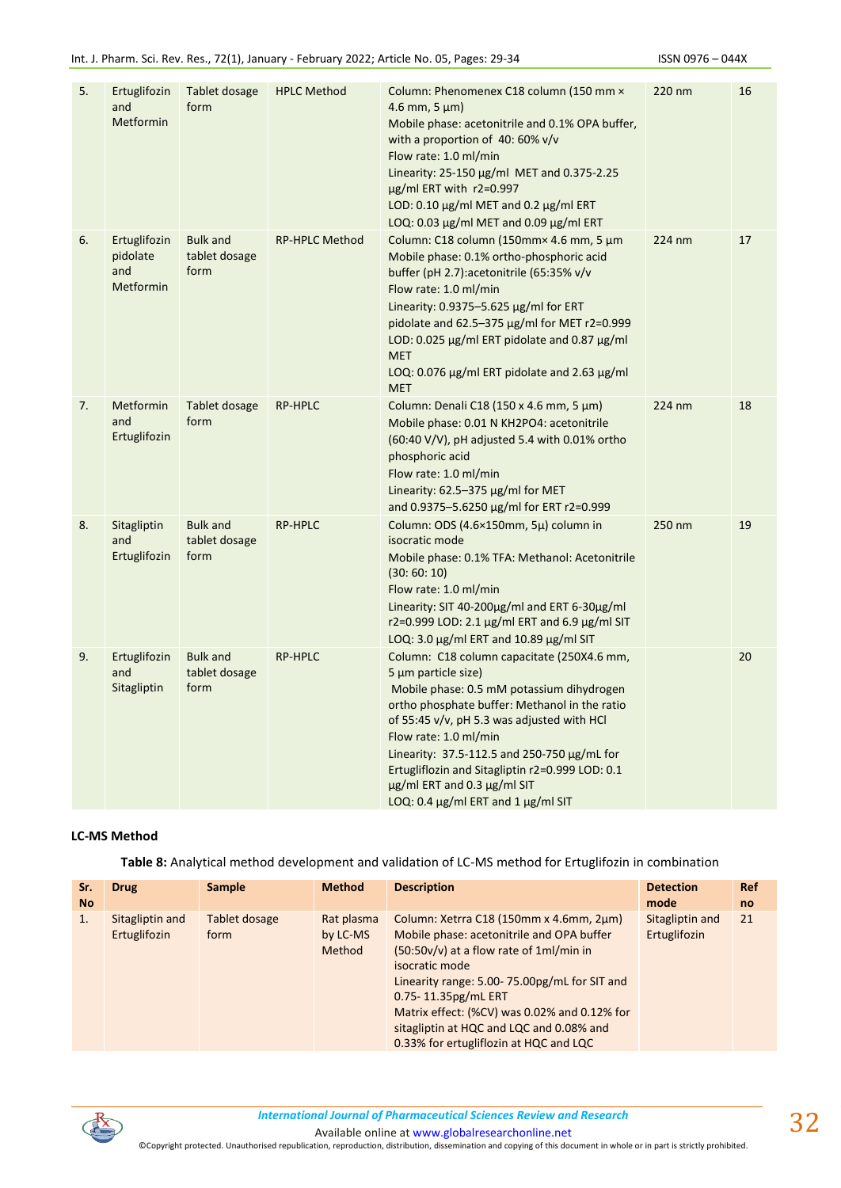| | | | | | | |
|---|---|---|---|---|---|---|
| 5. | Ertuglifozin and Metformin | Tablet dosage form | HPLC Method | Column: Phenomenex C18 column (150 mm × 4.6 mm, 5 µm)<br>Mobile phase: acetonitrile and 0.1% OPA buffer, with a proportion of 40: 60% v/v<br>Flow rate: 1.0 ml/min<br>Linearity: 25-150 µg/ml MET and 0.375-2.25 µg/ml ERT with r2=0.997<br>LOD: 0.10 µg/ml MET and 0.2 µg/ml ERT<br>LOQ: 0.03 µg/ml MET and 0.09 µg/ml ERT | 220 nm | 16 |
| 6. | Ertuglifozin pidolate and Metformin | Bulk and tablet dosage form | RP-HPLC Method | Column: C18 column (150mm× 4.6 mm, 5 µm<br>Mobile phase: 0.1% ortho-phosphoric acid buffer (pH 2.7):acetonitrile (65:35% v/v<br>Flow rate: 1.0 ml/min<br>Linearity: 0.9375–5.625 µg/ml for ERT pidolate and 62.5–375 µg/ml for MET r2=0.999<br>LOD: 0.025 µg/ml ERT pidolate and 0.87 µg/ml MET<br>LOQ: 0.076 µg/ml ERT pidolate and 2.63 µg/ml MET | 224 nm | 17 |
| 7. | Metformin and Ertuglifozin | Tablet dosage form | RP-HPLC | Column: Denali C18 (150 x 4.6 mm, 5 µm)<br>Mobile phase: 0.01 N KH2PO4: acetonitrile (60:40 V/V), pH adjusted 5.4 with 0.01% ortho phosphoric acid<br>Flow rate: 1.0 ml/min<br>Linearity: 62.5–375 µg/ml for MET and 0.9375–5.6250 µg/ml for ERT r2=0.999 | 224 nm | 18 |
| 8. | Sitagliptin and Ertuglifozin | Bulk and tablet dosage form | RP-HPLC | Column: ODS (4.6×150mm, 5µ) column in isocratic mode<br>Mobile phase: 0.1% TFA: Methanol: Acetonitrile (30: 60: 10)<br>Flow rate: 1.0 ml/min<br>Linearity: SIT 40-200µg/ml and ERT 6-30µg/ml r2=0.999 LOD: 2.1 µg/ml ERT and 6.9 µg/ml SIT<br>LOQ: 3.0 µg/ml ERT and 10.89 µg/ml SIT | 250 nm | 19 |
| 9. | Ertuglifozin and Sitagliptin | Bulk and tablet dosage form | RP-HPLC | Column: C18 column capacitate (250X4.6 mm, 5 µm particle size)<br>Mobile phase: 0.5 mM potassium dihydrogen ortho phosphate buffer: Methanol in the ratio of 55:45 v/v, pH 5.3 was adjusted with HCl<br>Flow rate: 1.0 ml/min<br>Linearity: 37.5-112.5 and 250-750 µg/mL for Ertugliflozin and Sitagliptin r2=0.999 LOD: 0.1 µg/ml ERT and 0.3 µg/ml SIT<br>LOQ: 0.4 µg/ml ERT and 1 µg/ml SIT | | 20 |

**LC-MS Method**

**Table 8:** Analytical method development and validation of LC-MS method for Ertuglifozin in combination

| Sr. No | Drug | Sample | Method | Description | Detection mode | Ref no |
|---|---|---|---|---|---|---|
| 1. | Sitagliptin and Ertuglifozin | Tablet dosage form | Rat plasma by LC-MS Method | Column: Xetrra C18 (150mm x 4.6mm, 2µm)<br>Mobile phase: acetonitrile and OPA buffer (50:50v/v) at a flow rate of 1ml/min in isocratic mode<br>Linearity range: 5.00- 75.00pg/mL for SIT and 0.75- 11.35pg/mL ERT<br>Matrix effect: (%CV) was 0.02% and 0.12% for sitagliptin at HQC and LQC and 0.08% and 0.33% for ertugliflozin at HQC and LQC | Sitagliptin and Ertuglifozin | 21 |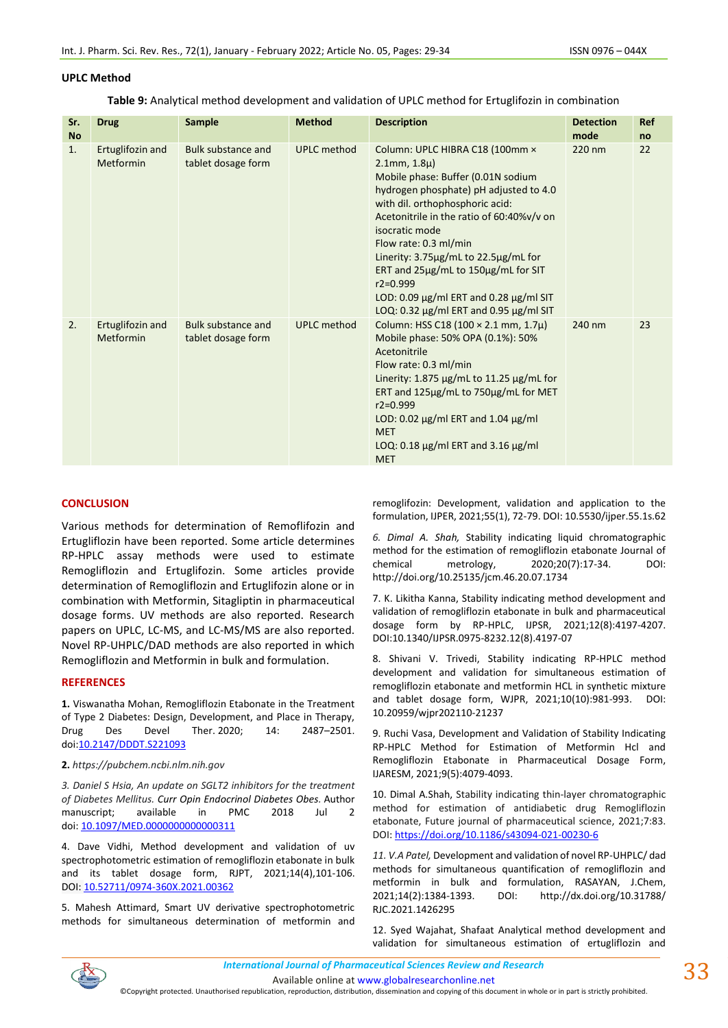### UPLC Method

**Table 9:** Analytical method development and validation of UPLC method for Ertuglifozin in combination

| Sr. No | Drug | Sample | Method | Description | Detection mode | Ref no |
|---|---|---|---|---|---|---|
| 1. | Ertuglifozin and Metformin | Bulk substance and tablet dosage form | UPLC method | Column: UPLC HIBRA C18 (100mm × 2.1mm, 1.8µ)<br>Mobile phase: Buffer (0.01N sodium hydrogen phosphate) pH adjusted to 4.0 with dil. orthophosphoric acid: Acetonitrile in the ratio of 60:40%v/v on isocratic mode<br>Flow rate: 0.3 ml/min<br>Linerity: 3.75µg/mL to 22.5µg/mL for ERT and 25µg/mL to 150µg/mL for SIT<br>r2=0.999<br>LOD: 0.09 µg/ml ERT and 0.28 µg/ml SIT<br>LOQ: 0.32 µg/ml ERT and 0.95 µg/ml SIT | 220 nm | 22 |
| 2. | Ertuglifozin and Metformin | Bulk substance and tablet dosage form | UPLC method | Column: HSS C18 (100 × 2.1 mm, 1.7µ)<br>Mobile phase: 50% OPA (0.1%): 50% Acetonitrile<br>Flow rate: 0.3 ml/min<br>Linerity: 1.875 µg/mL to 11.25 µg/mL for ERT and 125µg/mL to 750µg/mL for MET<br>r2=0.999<br>LOD: 0.02 µg/ml ERT and 1.04 µg/ml MET<br>LOQ: 0.18 µg/ml ERT and 3.16 µg/ml MET | 240 nm | 23 |

## CONCLUSION

Various methods for determination of Remoflifozin and Ertugliflozin have been reported. Some article determines RP-HPLC assay methods were used to estimate Remogliflozin and Ertuglifozin. Some articles provide determination of Remogliflozin and Ertuglifozin alone or in combination with Metformin, Sitagliptin in pharmaceutical dosage forms. UV methods are also reported. Research papers on UPLC, LC-MS, and LC-MS/MS are also reported. Novel RP-UHPLC/DAD methods are also reported in which Remogliflozin and Metformin in bulk and formulation.

## REFERENCES

**1.** Viswanatha Mohan, Remogliflozin Etabonate in the Treatment of Type 2 Diabetes: Design, Development, and Place in Therapy, Drug Des Devel Ther. 2020; 14: 2487–2501. doi:10.2147/DDDT.S221093

**2.** *https://pubchem.ncbi.nlm.nih.gov*

*3. Daniel S Hsia, An update on SGLT2 inhibitors for the treatment of Diabetes Mellitus. Curr Opin Endocrinol Diabetes Obes.* Author manuscript; available in PMC 2018 Jul 2 doi: 10.1097/MED.0000000000000311

4. Dave Vidhi, Method development and validation of uv spectrophotometric estimation of remogliflozin etabonate in bulk and its tablet dosage form, RJPT, 2021;14(4),101-106. DOI: 10.52711/0974-360X.2021.00362

5. Mahesh Attimard, Smart UV derivative spectrophotometric methods for simultaneous determination of metformin and remoglifozin: Development, validation and application to the formulation, IJPER, 2021;55(1), 72-79. DOI: 10.5530/ijper.55.1s.62

*6. Dimal A. Shah,* Stability indicating liquid chromatographic method for the estimation of remogliflozin etabonate Journal of chemical metrology, 2020;20(7):17-34. DOI: http://doi.org/10.25135/jcm.46.20.07.1734

7. K. Likitha Kanna, Stability indicating method development and validation of remogliflozin etabonate in bulk and pharmaceutical dosage form by RP-HPLC, IJPSR, 2021;12(8):4197-4207. DOI:10.1340/IJPSR.0975-8232.12(8).4197-07

8. Shivani V. Trivedi, Stability indicating RP-HPLC method development and validation for simultaneous estimation of remogliflozin etabonate and metformin HCL in synthetic mixture and tablet dosage form, WJPR, 2021;10(10):981-993. DOI: 10.20959/wjpr202110-21237

9. Ruchi Vasa, Development and Validation of Stability Indicating RP-HPLC Method for Estimation of Metformin Hcl and Remogliflozin Etabonate in Pharmaceutical Dosage Form, IJARESM, 2021;9(5):4079-4093.

10. Dimal A.Shah, Stability indicating thin-layer chromatographic method for estimation of antidiabetic drug Remogliflozin etabonate, Future journal of pharmaceutical science, 2021;7:83. DOI: https://doi.org/10.1186/s43094-021-00230-6

*11. V.A Patel,* Development and validation of novel RP-UHPLC/ dad methods for simultaneous quantification of remogliflozin and metformin in bulk and formulation, RASAYAN, J.Chem, 2021;14(2):1384-1393. DOI: http://dx.doi.org/10.31788/RJC.2021.1426295

12. Syed Wajahat, Shafaat Analytical method development and validation for simultaneous estimation of ertugliflozin and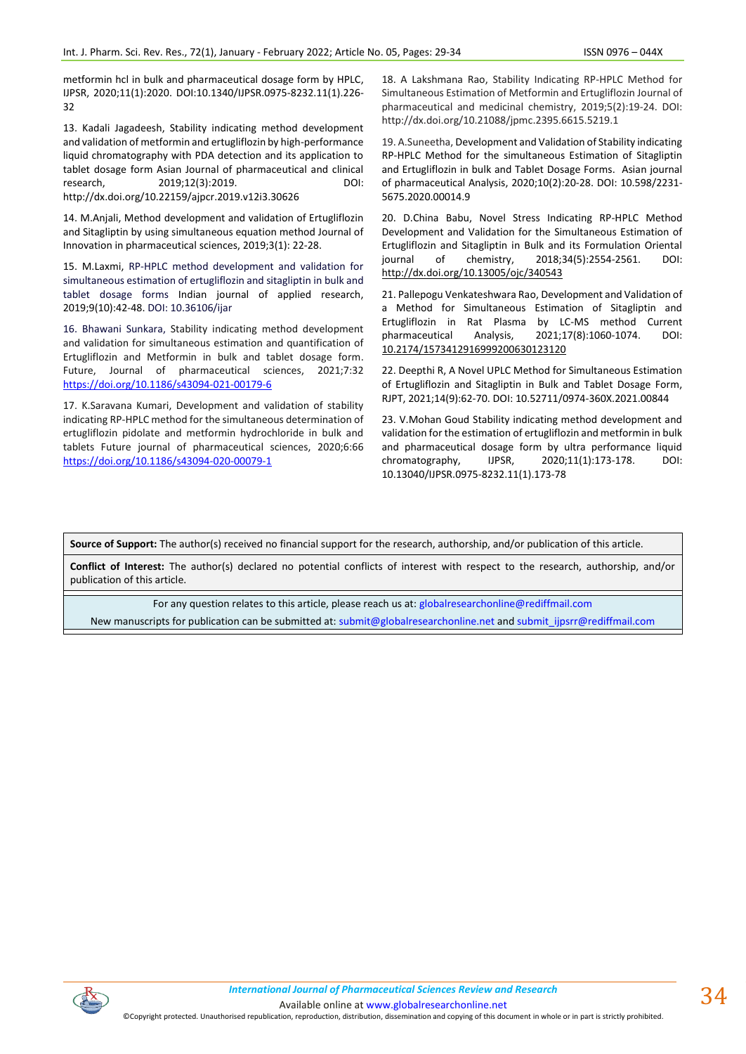metformin hcl in bulk and pharmaceutical dosage form by HPLC, IJPSR, 2020;11(1):2020. DOI:10.1340/IJPSR.0975-8232.11(1).226-32

13. Kadali Jagadeesh, Stability indicating method development and validation of metformin and ertugliflozin by high-performance liquid chromatography with PDA detection and its application to tablet dosage form Asian Journal of pharmaceutical and clinical research, 2019;12(3):2019. DOI: http://dx.doi.org/10.22159/ajpcr.2019.v12i3.30626

14. M.Anjali, Method development and validation of Ertugliflozin and Sitagliptin by using simultaneous equation method Journal of Innovation in pharmaceutical sciences, 2019;3(1): 22-28.

15. M.Laxmi, RP-HPLC method development and validation for simultaneous estimation of ertugliflozin and sitagliptin in bulk and tablet dosage forms Indian journal of applied research, 2019;9(10):42-48. DOI: 10.36106/ijar

16. Bhawani Sunkara, Stability indicating method development and validation for simultaneous estimation and quantification of Ertugliflozin and Metformin in bulk and tablet dosage form. Future, Journal of pharmaceutical sciences, 2021;7:32 https://doi.org/10.1186/s43094-021-00179-6

17. K.Saravana Kumari, Development and validation of stability indicating RP-HPLC method for the simultaneous determination of ertugliflozin pidolate and metformin hydrochloride in bulk and tablets Future journal of pharmaceutical sciences, 2020;6:66 https://doi.org/10.1186/s43094-020-00079-1

18. A Lakshmana Rao, Stability Indicating RP-HPLC Method for Simultaneous Estimation of Metformin and Ertugliflozin Journal of pharmaceutical and medicinal chemistry, 2019;5(2):19-24. DOI: http://dx.doi.org/10.21088/jpmc.2395.6615.5219.1

19. A.Suneetha, Development and Validation of Stability indicating RP-HPLC Method for the simultaneous Estimation of Sitagliptin and Ertugliflozin in bulk and Tablet Dosage Forms. Asian journal of pharmaceutical Analysis, 2020;10(2):20-28. DOI: 10.598/2231-5675.2020.00014.9

20. D.China Babu, Novel Stress Indicating RP-HPLC Method Development and Validation for the Simultaneous Estimation of Ertugliflozin and Sitagliptin in Bulk and its Formulation Oriental journal of chemistry, 2018;34(5):2554-2561. DOI: http://dx.doi.org/10.13005/ojc/340543

21. Pallepogu Venkateshwara Rao, Development and Validation of a Method for Simultaneous Estimation of Sitagliptin and Ertugliflozin in Rat Plasma by LC-MS method Current pharmaceutical Analysis, 2021;17(8):1060-1074. DOI: 10.2174/1573412916999200630123120

22. Deepthi R, A Novel UPLC Method for Simultaneous Estimation of Ertugliflozin and Sitagliptin in Bulk and Tablet Dosage Form, RJPT, 2021;14(9):62-70. DOI: 10.52711/0974-360X.2021.00844

23. V.Mohan Goud Stability indicating method development and validation for the estimation of ertugliflozin and metformin in bulk and pharmaceutical dosage form by ultra performance liquid chromatography, IJPSR, 2020;11(1):173-178. DOI: 10.13040/IJPSR.0975-8232.11(1).173-78

**Source of Support:** The author(s) received no financial support for the research, authorship, and/or publication of this article.

**Conflict of Interest:** The author(s) declared no potential conflicts of interest with respect to the research, authorship, and/or publication of this article.

For any question relates to this article, please reach us at: globalresearchonline@rediffmail.com

New manuscripts for publication can be submitted at: submit@globalresearchonline.net and submit_ijpsrr@rediffmail.com